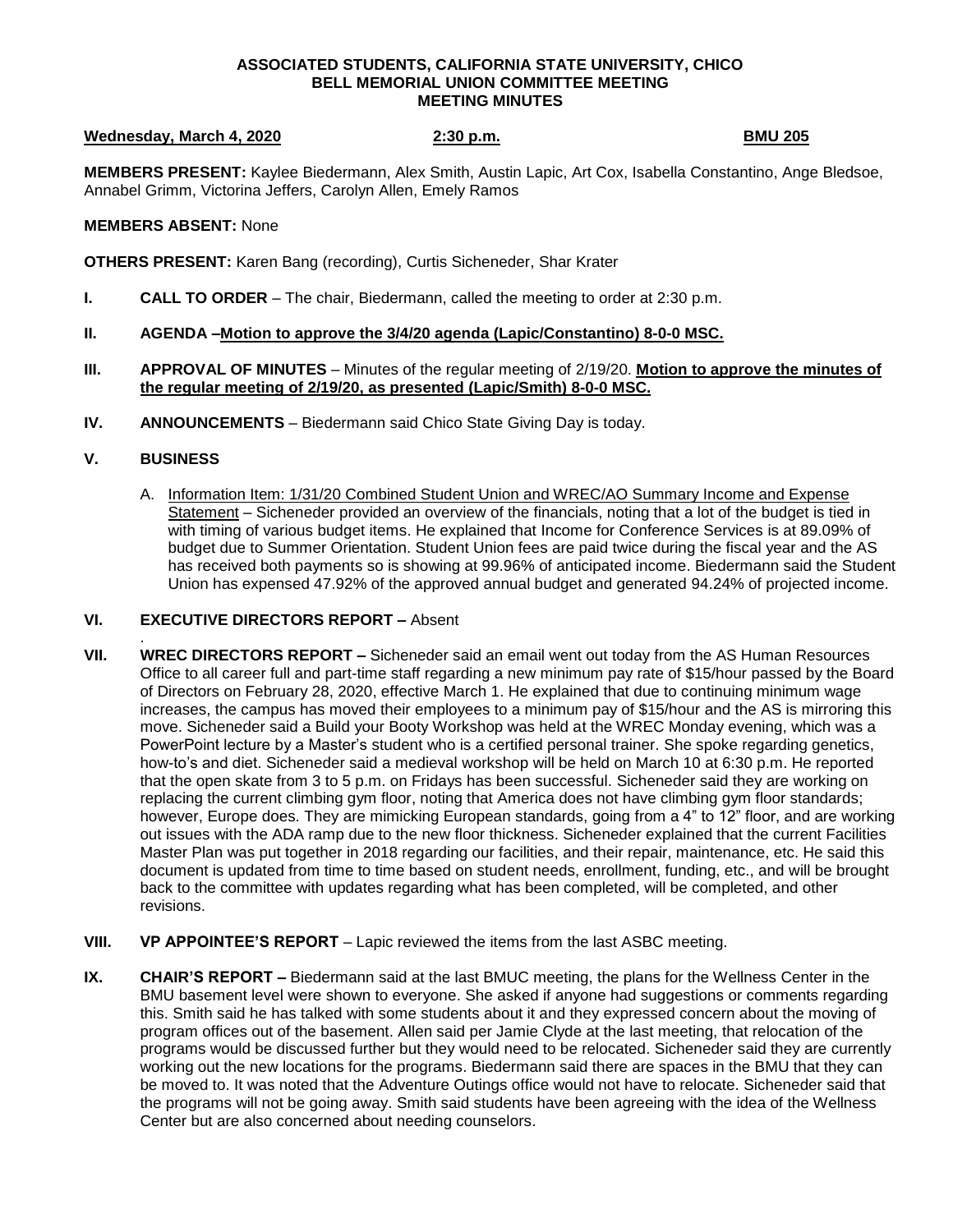**ASSOCIATED STUDENTS, CALIFORNIA STATE UNIVERSITY, CHICO**
**BELL MEMORIAL UNION COMMITTEE MEETING**
**MEETING MINUTES**

**Wednesday, March 4, 2020** **2:30 p.m.** **BMU 205**

**MEMBERS PRESENT:** Kaylee Biedermann, Alex Smith, Austin Lapic, Art Cox, Isabella Constantino, Ange Bledsoe, Annabel Grimm, Victorina Jeffers, Carolyn Allen, Emely Ramos

**MEMBERS ABSENT:** None

**OTHERS PRESENT:** Karen Bang (recording), Curtis Sicheneder, Shar Krater

**I. CALL TO ORDER** – The chair, Biedermann, called the meeting to order at 2:30 p.m.

**II. AGENDA –Motion to approve the 3/4/20 agenda (Lapic/Constantino) 8-0-0 MSC.**

**III. APPROVAL OF MINUTES** – Minutes of the regular meeting of 2/19/20. **Motion to approve the minutes of the regular meeting of 2/19/20, as presented (Lapic/Smith) 8-0-0 MSC.**

**IV. ANNOUNCEMENTS** – Biedermann said Chico State Giving Day is today.

**V. BUSINESS**

A. Information Item: 1/31/20 Combined Student Union and WREC/AO Summary Income and Expense Statement – Sicheneder provided an overview of the financials, noting that a lot of the budget is tied in with timing of various budget items. He explained that Income for Conference Services is at 89.09% of budget due to Summer Orientation. Student Union fees are paid twice during the fiscal year and the AS has received both payments so is showing at 99.96% of anticipated income. Biedermann said the Student Union has expensed 47.92% of the approved annual budget and generated 94.24% of projected income.

**VI. EXECUTIVE DIRECTORS REPORT –** Absent

**VII. WREC DIRECTORS REPORT –** Sicheneder said an email went out today from the AS Human Resources Office to all career full and part-time staff regarding a new minimum pay rate of $15/hour passed by the Board of Directors on February 28, 2020, effective March 1. He explained that due to continuing minimum wage increases, the campus has moved their employees to a minimum pay of $15/hour and the AS is mirroring this move. Sicheneder said a Build your Booty Workshop was held at the WREC Monday evening, which was a PowerPoint lecture by a Master's student who is a certified personal trainer. She spoke regarding genetics, how-to's and diet. Sicheneder said a medieval workshop will be held on March 10 at 6:30 p.m. He reported that the open skate from 3 to 5 p.m. on Fridays has been successful. Sicheneder said they are working on replacing the current climbing gym floor, noting that America does not have climbing gym floor standards; however, Europe does. They are mimicking European standards, going from a 4" to 12" floor, and are working out issues with the ADA ramp due to the new floor thickness. Sicheneder explained that the current Facilities Master Plan was put together in 2018 regarding our facilities, and their repair, maintenance, etc. He said this document is updated from time to time based on student needs, enrollment, funding, etc., and will be brought back to the committee with updates regarding what has been completed, will be completed, and other revisions.

**VIII. VP APPOINTEE'S REPORT** – Lapic reviewed the items from the last ASBC meeting.

**IX. CHAIR'S REPORT –** Biedermann said at the last BMUC meeting, the plans for the Wellness Center in the BMU basement level were shown to everyone. She asked if anyone had suggestions or comments regarding this. Smith said he has talked with some students about it and they expressed concern about the moving of program offices out of the basement. Allen said per Jamie Clyde at the last meeting, that relocation of the programs would be discussed further but they would need to be relocated. Sicheneder said they are currently working out the new locations for the programs. Biedermann said there are spaces in the BMU that they can be moved to. It was noted that the Adventure Outings office would not have to relocate. Sicheneder said that the programs will not be going away. Smith said students have been agreeing with the idea of the Wellness Center but are also concerned about needing counselors.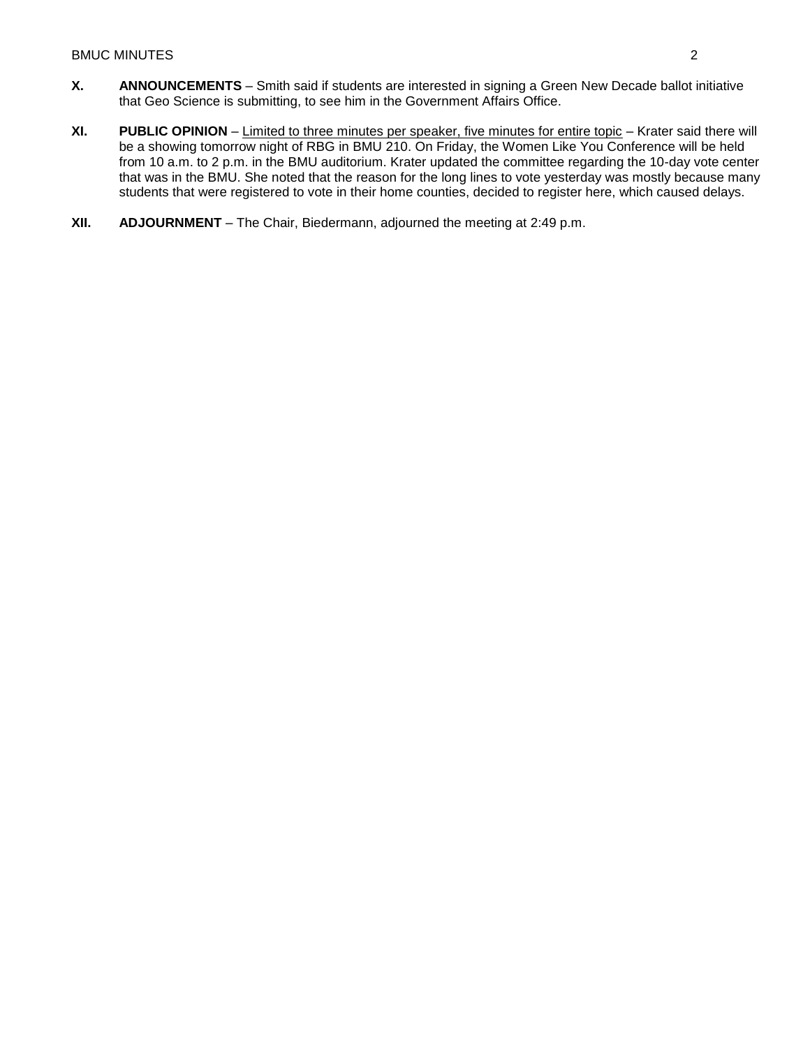**X.** **ANNOUNCEMENTS** – Smith said if students are interested in signing a Green New Decade ballot initiative that Geo Science is submitting, to see him in the Government Affairs Office.

**XI.** **PUBLIC OPINION** – Limited to three minutes per speaker, five minutes for entire topic – Krater said there will be a showing tomorrow night of RBG in BMU 210. On Friday, the Women Like You Conference will be held from 10 a.m. to 2 p.m. in the BMU auditorium. Krater updated the committee regarding the 10-day vote center that was in the BMU. She noted that the reason for the long lines to vote yesterday was mostly because many students that were registered to vote in their home counties, decided to register here, which caused delays.

**XII.** **ADJOURNMENT** – The Chair, Biedermann, adjourned the meeting at 2:49 p.m.